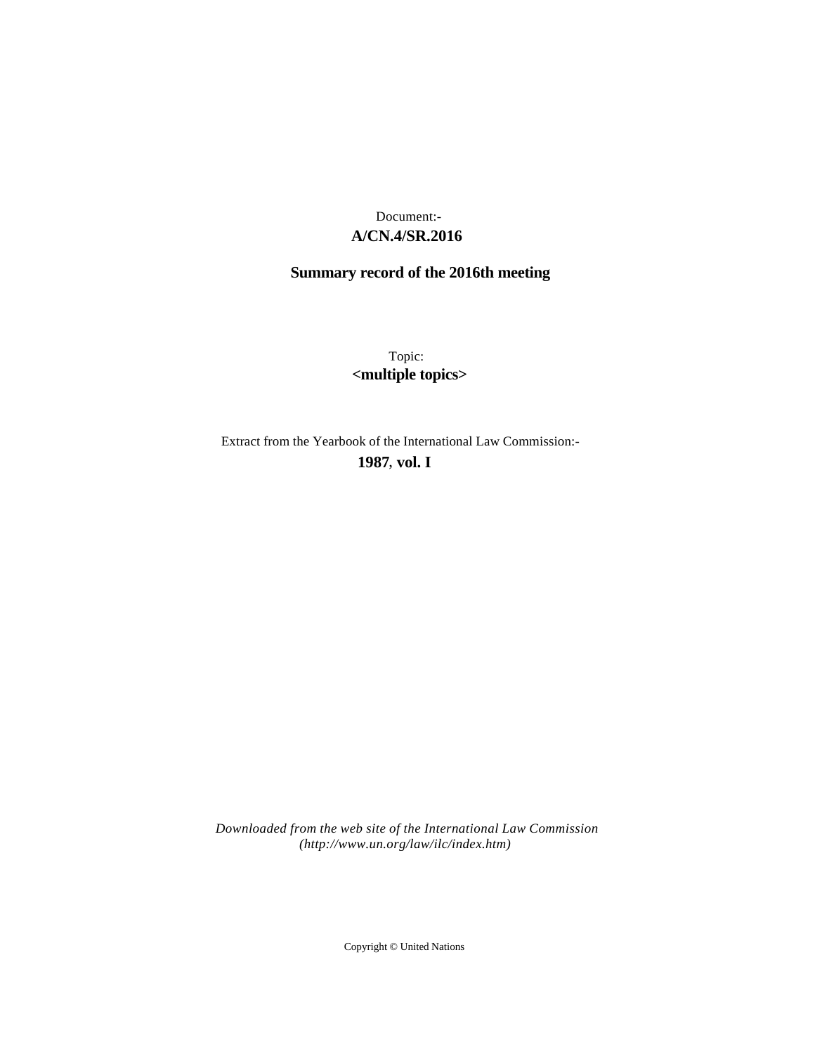Document:-
**A/CN.4/SR.2016**

**Summary record of the 2016th meeting**

Topic:
**<multiple topics>**

Extract from the Yearbook of the International Law Commission:-
**1987**, **vol. I**

*Downloaded from the web site of the International Law Commission (http://www.un.org/law/ilc/index.htm)*

Copyright © United Nations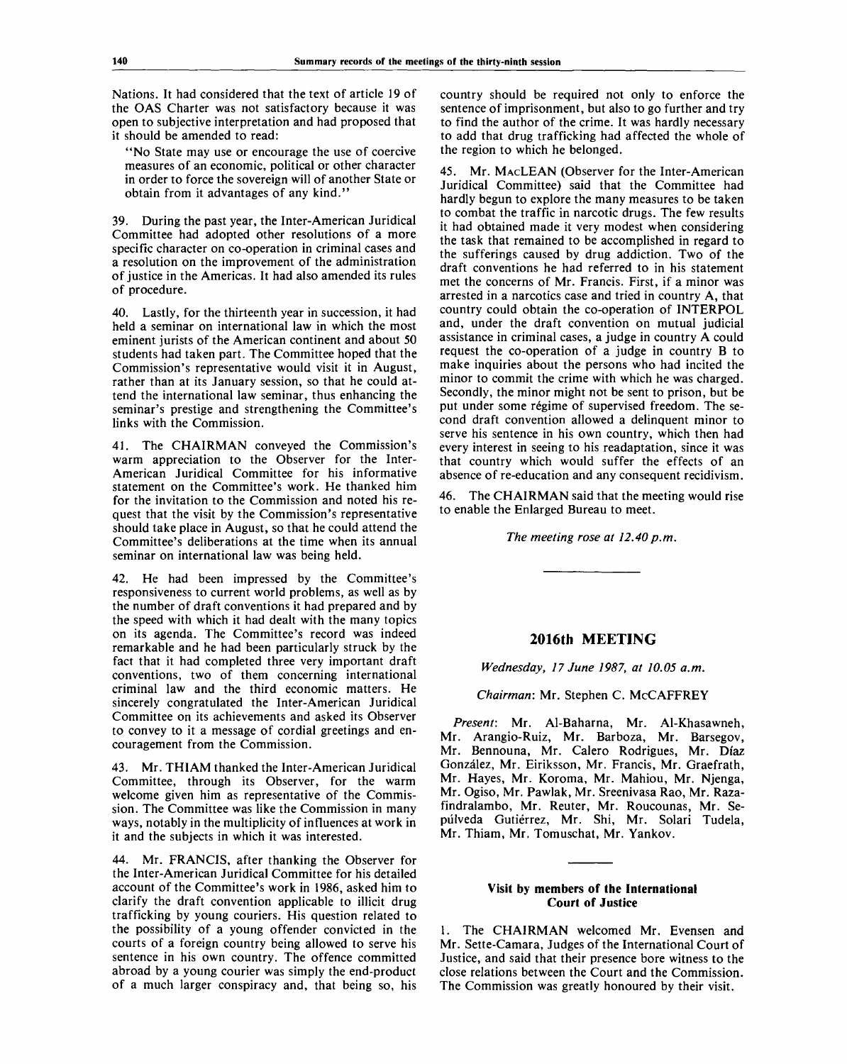Nations. It had considered that the text of article 19 of the OAS Charter was not satisfactory because it was open to subjective interpretation and had proposed that it should be amended to read:

> "No State may use or encourage the use of coercive measures of an economic, political or other character in order to force the sovereign will of another State or obtain from it advantages of any kind."

39. During the past year, the Inter-American Juridical Committee had adopted other resolutions of a more specific character on co-operation in criminal cases and a resolution on the improvement of the administration of justice in the Americas. It had also amended its rules of procedure.

40. Lastly, for the thirteenth year in succession, it had held a seminar on international law in which the most eminent jurists of the American continent and about 50 students had taken part. The Committee hoped that the Commission's representative would visit it in August, rather than at its January session, so that he could attend the international law seminar, thus enhancing the seminar's prestige and strengthening the Committee's links with the Commission.

41. The CHAIRMAN conveyed the Commission's warm appreciation to the Observer for the Inter-American Juridical Committee for his informative statement on the Committee's work. He thanked him for the invitation to the Commission and noted his request that the visit by the Commission's representative should take place in August, so that he could attend the Committee's deliberations at the time when its annual seminar on international law was being held.

42. He had been impressed by the Committee's responsiveness to current world problems, as well as by the number of draft conventions it had prepared and by the speed with which it had dealt with the many topics on its agenda. The Committee's record was indeed remarkable and he had been particularly struck by the fact that it had completed three very important draft conventions, two of them concerning international criminal law and the third economic matters. He sincerely congratulated the Inter-American Juridical Committee on its achievements and asked its Observer to convey to it a message of cordial greetings and encouragement from the Commission.

43. Mr. THIAM thanked the Inter-American Juridical Committee, through its Observer, for the warm welcome given him as representative of the Commission. The Committee was like the Commission in many ways, notably in the multiplicity of influences at work in it and the subjects in which it was interested.

44. Mr. FRANCIS, after thanking the Observer for the Inter-American Juridical Committee for his detailed account of the Committee's work in 1986, asked him to clarify the draft convention applicable to illicit drug trafficking by young couriers. His question related to the possibility of a young offender convicted in the courts of a foreign country being allowed to serve his sentence in his own country. The offence committed abroad by a young courier was simply the end-product of a much larger conspiracy and, that being so, his country should be required not only to enforce the sentence of imprisonment, but also to go further and try to find the author of the crime. It was hardly necessary to add that drug trafficking had affected the whole of the region to which he belonged.

45. Mr. MACLEAN (Observer for the Inter-American Juridical Committee) said that the Committee had hardly begun to explore the many measures to be taken to combat the traffic in narcotic drugs. The few results it had obtained made it very modest when considering the task that remained to be accomplished in regard to the sufferings caused by drug addiction. Two of the draft conventions he had referred to in his statement met the concerns of Mr. Francis. First, if a minor was arrested in a narcotics case and tried in country A, that country could obtain the co-operation of INTERPOL and, under the draft convention on mutual judicial assistance in criminal cases, a judge in country A could request the co-operation of a judge in country B to make inquiries about the persons who had incited the minor to commit the crime with which he was charged. Secondly, the minor might not be sent to prison, but be put under some régime of supervised freedom. The second draft convention allowed a delinquent minor to serve his sentence in his own country, which then had every interest in seeing to his readaptation, since it was that country which would suffer the effects of an absence of re-education and any consequent recidivism.

46. The CHAIRMAN said that the meeting would rise to enable the Enlarged Bureau to meet.

*The meeting rose at 12.40 p.m.*

---

## 2016th MEETING

*Wednesday, 17 June 1987, at 10.05 a.m.*

*Chairman*: Mr. Stephen C. McCAFFREY

*Present*: Mr. Al-Baharna, Mr. Al-Khasawneh, Mr. Arangio-Ruiz, Mr. Barboza, Mr. Barsegov, Mr. Bennouna, Mr. Calero Rodrigues, Mr. Díaz González, Mr. Eiriksson, Mr. Francis, Mr. Graefrath, Mr. Hayes, Mr. Koroma, Mr. Mahiou, Mr. Njenga, Mr. Ogiso, Mr. Pawlak, Mr. Sreenivasa Rao, Mr. Razafindralambo, Mr. Reuter, Mr. Roucounas, Mr. Sepúlveda Gutiérrez, Mr. Shi, Mr. Solari Tudela, Mr. Thiam, Mr. Tomuschat, Mr. Yankov.

---

### Visit by members of the International Court of Justice

1. The CHAIRMAN welcomed Mr. Evensen and Mr. Sette-Camara, Judges of the International Court of Justice, and said that their presence bore witness to the close relations between the Court and the Commission. The Commission was greatly honoured by their visit.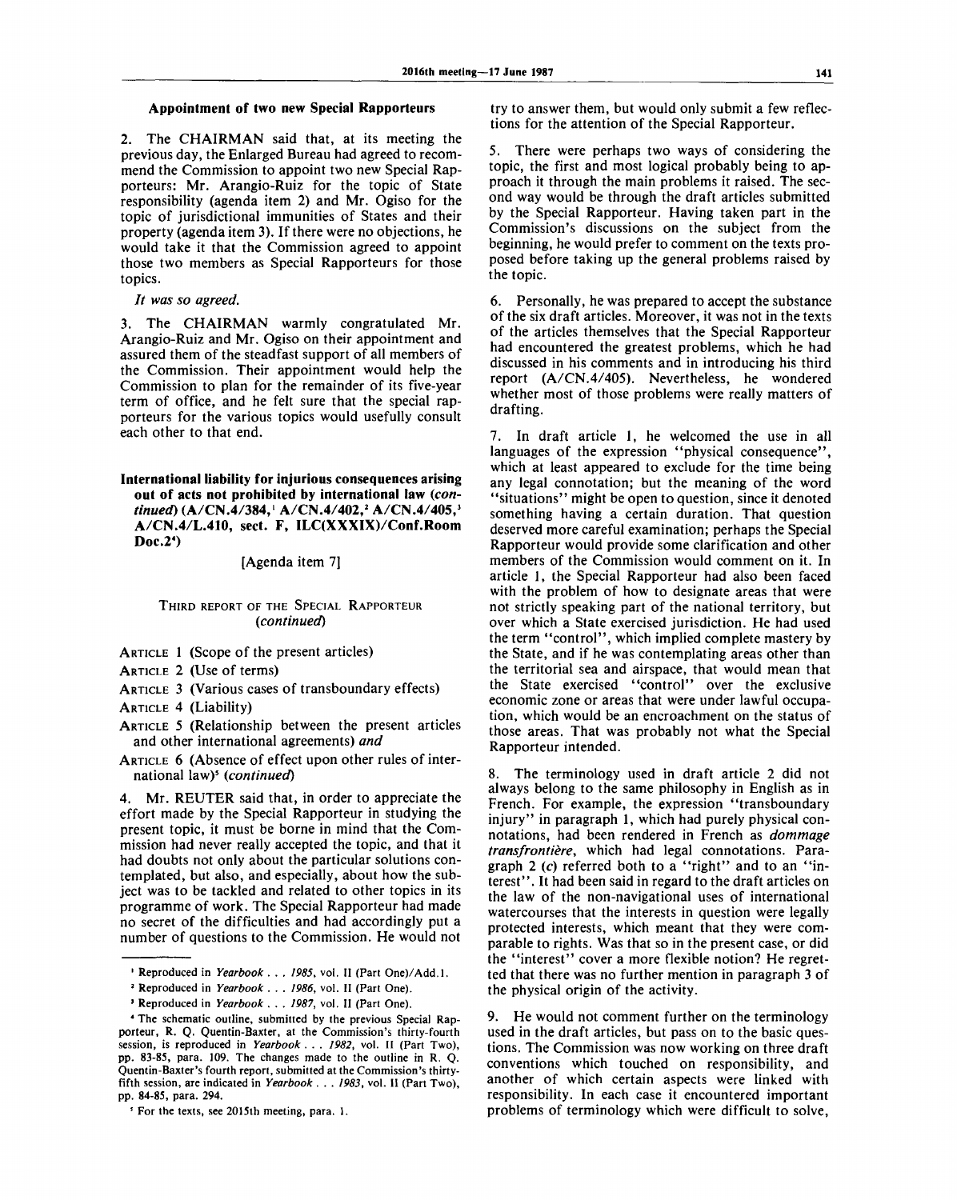## Appointment of two new Special Rapporteurs

2. The CHAIRMAN said that, at its meeting the previous day, the Enlarged Bureau had agreed to recommend the Commission to appoint two new Special Rapporteurs: Mr. Arangio-Ruiz for the topic of State responsibility (agenda item 2) and Mr. Ogiso for the topic of jurisdictional immunities of States and their property (agenda item 3). If there were no objections, he would take it that the Commission agreed to appoint those two members as Special Rapporteurs for those topics.

*It was so agreed.*

3. The CHAIRMAN warmly congratulated Mr. Arangio-Ruiz and Mr. Ogiso on their appointment and assured them of the steadfast support of all members of the Commission. Their appointment would help the Commission to plan for the remainder of its five-year term of office, and he felt sure that the special rapporteurs for the various topics would usefully consult each other to that end.

## International liability for injurious consequences arising out of acts not prohibited by international law (*continued*) (A/CN.4/384,[1] A/CN.4/402,[2] A/CN.4/405,[3] A/CN.4/L.410, sect. F, ILC(XXXIX)/Conf.Room Doc.2[4])

[Agenda item 7]

### THIRD REPORT OF THE SPECIAL RAPPORTEUR (*continued*)

ARTICLE 1 (Scope of the present articles)

ARTICLE 2 (Use of terms)

ARTICLE 3 (Various cases of transboundary effects)

ARTICLE 4 (Liability)

ARTICLE 5 (Relationship between the present articles and other international agreements) *and*

ARTICLE 6 (Absence of effect upon other rules of international law)[5] (*continued*)

4. Mr. REUTER said that, in order to appreciate the effort made by the Special Rapporteur in studying the present topic, it must be borne in mind that the Commission had never really accepted the topic, and that it had doubts not only about the particular solutions contemplated, but also, and especially, about how the subject was to be tackled and related to other topics in its programme of work. The Special Rapporteur had made no secret of the difficulties and had accordingly put a number of questions to the Commission. He would not try to answer them, but would only submit a few reflections for the attention of the Special Rapporteur.

5. There were perhaps two ways of considering the topic, the first and most logical probably being to approach it through the main problems it raised. The second way would be through the draft articles submitted by the Special Rapporteur. Having taken part in the Commission's discussions on the subject from the beginning, he would prefer to comment on the texts proposed before taking up the general problems raised by the topic.

6. Personally, he was prepared to accept the substance of the six draft articles. Moreover, it was not in the texts of the articles themselves that the Special Rapporteur had encountered the greatest problems, which he had discussed in his comments and in introducing his third report (A/CN.4/405). Nevertheless, he wondered whether most of those problems were really matters of drafting.

7. In draft article 1, he welcomed the use in all languages of the expression "physical consequence", which at least appeared to exclude for the time being any legal connotation; but the meaning of the word "situations" might be open to question, since it denoted something having a certain duration. That question deserved more careful examination; perhaps the Special Rapporteur would provide some clarification and other members of the Commission would comment on it. In article 1, the Special Rapporteur had also been faced with the problem of how to designate areas that were not strictly speaking part of the national territory, but over which a State exercised jurisdiction. He had used the term "control", which implied complete mastery by the State, and if he was contemplating areas other than the territorial sea and airspace, that would mean that the State exercised "control" over the exclusive economic zone or areas that were under lawful occupation, which would be an encroachment on the status of those areas. That was probably not what the Special Rapporteur intended.

8. The terminology used in draft article 2 did not always belong to the same philosophy in English as in French. For example, the expression "transboundary injury" in paragraph 1, which had purely physical connotations, had been rendered in French as *dommage transfrontière*, which had legal connotations. Paragraph 2 (*c*) referred both to a "right" and to an "interest". It had been said in regard to the draft articles on the law of the non-navigational uses of international watercourses that the interests in question were legally protected interests, which meant that they were comparable to rights. Was that so in the present case, or did the "interest" cover a more flexible notion? He regretted that there was no further mention in paragraph 3 of the physical origin of the activity.

9. He would not comment further on the terminology used in the draft articles, but pass on to the basic questions. The Commission was now working on three draft conventions which touched on responsibility, and another of which certain aspects were linked with responsibility. In each case it encountered important problems of terminology which were difficult to solve,

---

[1] Reproduced in *Yearbook . . . 1985*, vol. II (Part One)/Add.1.

[2] Reproduced in *Yearbook . . . 1986*, vol. II (Part One).

[3] Reproduced in *Yearbook . . . 1987*, vol. II (Part One).

[4] The schematic outline, submitted by the previous Special Rapporteur, R. Q. Quentin-Baxter, at the Commission's thirty-fourth session, is reproduced in *Yearbook . . . 1982*, vol. II (Part Two), pp. 83-85, para. 109. The changes made to the outline in R. Q. Quentin-Baxter's fourth report, submitted at the Commission's thirty-fifth session, are indicated in *Yearbook . . . 1983*, vol. II (Part Two), pp. 84-85, para. 294.

[5] For the texts, see 2015th meeting, para. 1.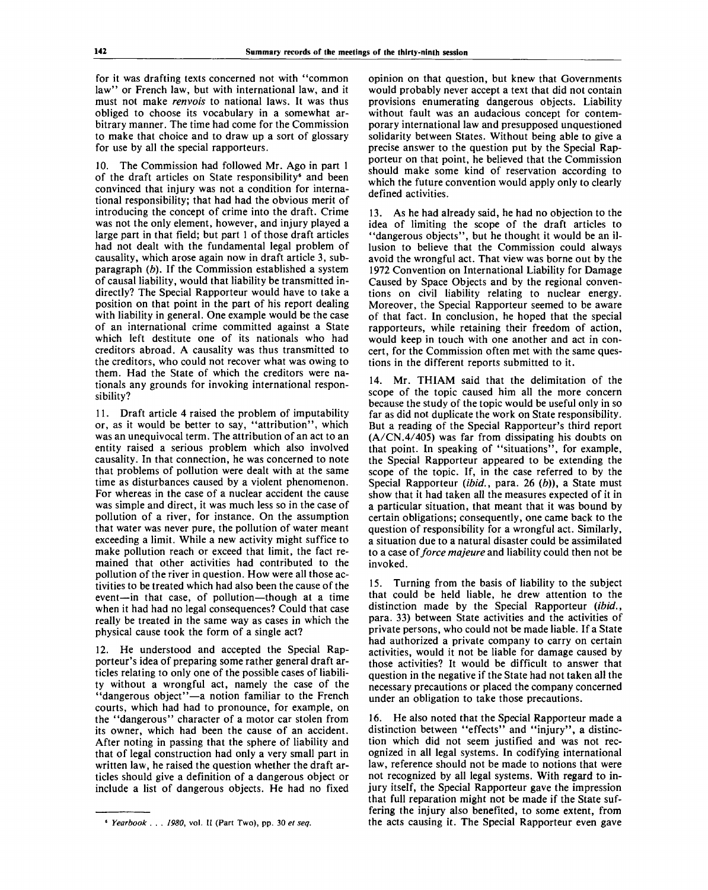for it was drafting texts concerned not with "common law" or French law, but with international law, and it must not make *renvois* to national laws. It was thus obliged to choose its vocabulary in a somewhat arbitrary manner. The time had come for the Commission to make that choice and to draw up a sort of glossary for use by all the special rapporteurs.

10. The Commission had followed Mr. Ago in part 1 of the draft articles on State responsibility[6] and been convinced that injury was not a condition for international responsibility; that had had the obvious merit of introducing the concept of crime into the draft. Crime was not the only element, however, and injury played a large part in that field; but part 1 of those draft articles had not dealt with the fundamental legal problem of causality, which arose again now in draft article 3, subparagraph (*b*). If the Commission established a system of causal liability, would that liability be transmitted indirectly? The Special Rapporteur would have to take a position on that point in the part of his report dealing with liability in general. One example would be the case of an international crime committed against a State which left destitute one of its nationals who had creditors abroad. A causality was thus transmitted to the creditors, who could not recover what was owing to them. Had the State of which the creditors were nationals any grounds for invoking international responsibility?

11. Draft article 4 raised the problem of imputability or, as it would be better to say, "attribution", which was an unequivocal term. The attribution of an act to an entity raised a serious problem which also involved causality. In that connection, he was concerned to note that problems of pollution were dealt with at the same time as disturbances caused by a violent phenomenon. For whereas in the case of a nuclear accident the cause was simple and direct, it was much less so in the case of pollution of a river, for instance. On the assumption that water was never pure, the pollution of water meant exceeding a limit. While a new activity might suffice to make pollution reach or exceed that limit, the fact remained that other activities had contributed to the pollution of the river in question. How were all those activities to be treated which had also been the cause of the event—in that case, of pollution—though at a time when it had had no legal consequences? Could that case really be treated in the same way as cases in which the physical cause took the form of a single act?

12. He understood and accepted the Special Rapporteur's idea of preparing some rather general draft articles relating to only one of the possible cases of liability without a wrongful act, namely the case of the "dangerous object"—a notion familiar to the French courts, which had had to pronounce, for example, on the "dangerous" character of a motor car stolen from its owner, which had been the cause of an accident. After noting in passing that the sphere of liability and that of legal construction had only a very small part in written law, he raised the question whether the draft articles should give a definition of a dangerous object or include a list of dangerous objects. He had no fixed opinion on that question, but knew that Governments would probably never accept a text that did not contain provisions enumerating dangerous objects. Liability without fault was an audacious concept for contemporary international law and presupposed unquestioned solidarity between States. Without being able to give a precise answer to the question put by the Special Rapporteur on that point, he believed that the Commission should make some kind of reservation according to which the future convention would apply only to clearly defined activities.

13. As he had already said, he had no objection to the idea of limiting the scope of the draft articles to "dangerous objects", but he thought it would be an illusion to believe that the Commission could always avoid the wrongful act. That view was borne out by the 1972 Convention on International Liability for Damage Caused by Space Objects and by the regional conventions on civil liability relating to nuclear energy. Moreover, the Special Rapporteur seemed to be aware of that fact. In conclusion, he hoped that the special rapporteurs, while retaining their freedom of action, would keep in touch with one another and act in concert, for the Commission often met with the same questions in the different reports submitted to it.

14. Mr. THIAM said that the delimitation of the scope of the topic caused him all the more concern because the study of the topic would be useful only in so far as did not duplicate the work on State responsibility. But a reading of the Special Rapporteur's third report (A/CN.4/405) was far from dissipating his doubts on that point. In speaking of "situations", for example, the Special Rapporteur appeared to be extending the scope of the topic. If, in the case referred to by the Special Rapporteur (*ibid.*, para. 26 (*b*)), a State must show that it had taken all the measures expected of it in a particular situation, that meant that it was bound by certain obligations; consequently, one came back to the question of responsibility for a wrongful act. Similarly, a situation due to a natural disaster could be assimilated to a case of *force majeure* and liability could then not be invoked.

15. Turning from the basis of liability to the subject that could be held liable, he drew attention to the distinction made by the Special Rapporteur (*ibid.*, para. 33) between State activities and the activities of private persons, who could not be made liable. If a State had authorized a private company to carry on certain activities, would it not be liable for damage caused by those activities? It would be difficult to answer that question in the negative if the State had not taken all the necessary precautions or placed the company concerned under an obligation to take those precautions.

16. He also noted that the Special Rapporteur made a distinction between "effects" and "injury", a distinction which did not seem justified and was not recognized in all legal systems. In codifying international law, reference should not be made to notions that were not recognized by all legal systems. With regard to injury itself, the Special Rapporteur gave the impression that full reparation might not be made if the State suffering the injury also benefited, to some extent, from the acts causing it. The Special Rapporteur even gave

---

[6] *Yearbook . . . 1980*, vol. II (Part Two), pp. 30 *et seq.*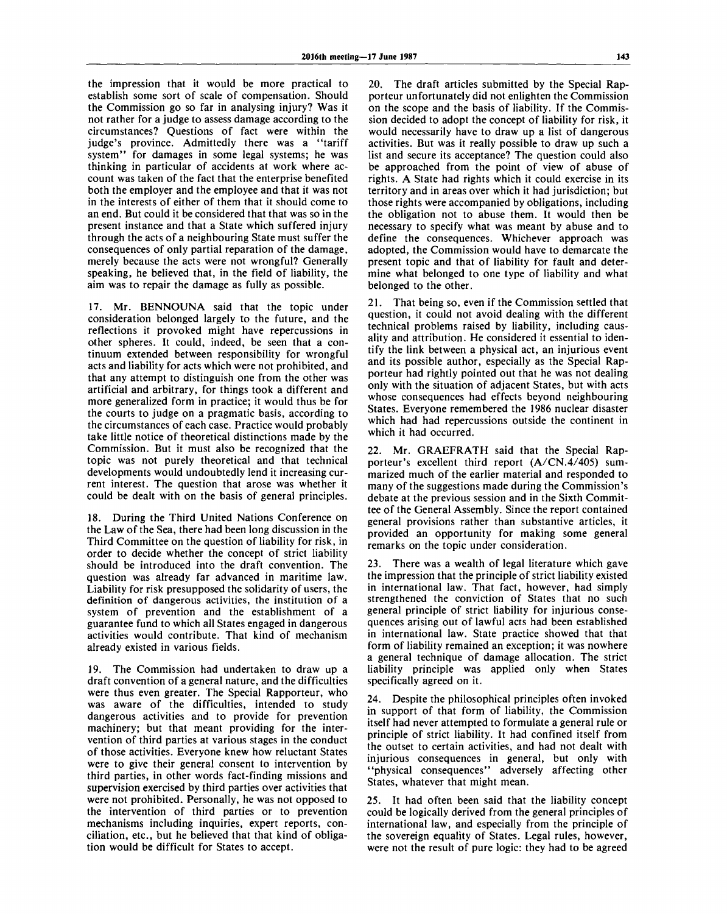the impression that it would be more practical to establish some sort of scale of compensation. Should the Commission go so far in analysing injury? Was it not rather for a judge to assess damage according to the circumstances? Questions of fact were within the judge's province. Admittedly there was a "tariff system" for damages in some legal systems; he was thinking in particular of accidents at work where account was taken of the fact that the enterprise benefited both the employer and the employee and that it was not in the interests of either of them that it should come to an end. But could it be considered that that was so in the present instance and that a State which suffered injury through the acts of a neighbouring State must suffer the consequences of only partial reparation of the damage, merely because the acts were not wrongful? Generally speaking, he believed that, in the field of liability, the aim was to repair the damage as fully as possible.

17. Mr. BENNOUNA said that the topic under consideration belonged largely to the future, and the reflections it provoked might have repercussions in other spheres. It could, indeed, be seen that a continuum extended between responsibility for wrongful acts and liability for acts which were not prohibited, and that any attempt to distinguish one from the other was artificial and arbitrary, for things took a different and more generalized form in practice; it would thus be for the courts to judge on a pragmatic basis, according to the circumstances of each case. Practice would probably take little notice of theoretical distinctions made by the Commission. But it must also be recognized that the topic was not purely theoretical and that technical developments would undoubtedly lend it increasing current interest. The question that arose was whether it could be dealt with on the basis of general principles.

18. During the Third United Nations Conference on the Law of the Sea, there had been long discussion in the Third Committee on the question of liability for risk, in order to decide whether the concept of strict liability should be introduced into the draft convention. The question was already far advanced in maritime law. Liability for risk presupposed the solidarity of users, the definition of dangerous activities, the institution of a system of prevention and the establishment of a guarantee fund to which all States engaged in dangerous activities would contribute. That kind of mechanism already existed in various fields.

19. The Commission had undertaken to draw up a draft convention of a general nature, and the difficulties were thus even greater. The Special Rapporteur, who was aware of the difficulties, intended to study dangerous activities and to provide for prevention machinery; but that meant providing for the intervention of third parties at various stages in the conduct of those activities. Everyone knew how reluctant States were to give their general consent to intervention by third parties, in other words fact-finding missions and supervision exercised by third parties over activities that were not prohibited. Personally, he was not opposed to the intervention of third parties or to prevention mechanisms including inquiries, expert reports, conciliation, etc., but he believed that that kind of obligation would be difficult for States to accept.

20. The draft articles submitted by the Special Rapporteur unfortunately did not enlighten the Commission on the scope and the basis of liability. If the Commission decided to adopt the concept of liability for risk, it would necessarily have to draw up a list of dangerous activities. But was it really possible to draw up such a list and secure its acceptance? The question could also be approached from the point of view of abuse of rights. A State had rights which it could exercise in its territory and in areas over which it had jurisdiction; but those rights were accompanied by obligations, including the obligation not to abuse them. It would then be necessary to specify what was meant by abuse and to define the consequences. Whichever approach was adopted, the Commission would have to demarcate the present topic and that of liability for fault and determine what belonged to one type of liability and what belonged to the other.

21. That being so, even if the Commission settled that question, it could not avoid dealing with the different technical problems raised by liability, including causality and attribution. He considered it essential to identify the link between a physical act, an injurious event and its possible author, especially as the Special Rapporteur had rightly pointed out that he was not dealing only with the situation of adjacent States, but with acts whose consequences had effects beyond neighbouring States. Everyone remembered the 1986 nuclear disaster which had had repercussions outside the continent in which it had occurred.

22. Mr. GRAEFRATH said that the Special Rapporteur's excellent third report (A/CN.4/405) summarized much of the earlier material and responded to many of the suggestions made during the Commission's debate at the previous session and in the Sixth Committee of the General Assembly. Since the report contained general provisions rather than substantive articles, it provided an opportunity for making some general remarks on the topic under consideration.

23. There was a wealth of legal literature which gave the impression that the principle of strict liability existed in international law. That fact, however, had simply strengthened the conviction of States that no such general principle of strict liability for injurious consequences arising out of lawful acts had been established in international law. State practice showed that that form of liability remained an exception; it was nowhere a general technique of damage allocation. The strict liability principle was applied only when States specifically agreed on it.

24. Despite the philosophical principles often invoked in support of that form of liability, the Commission itself had never attempted to formulate a general rule or principle of strict liability. It had confined itself from the outset to certain activities, and had not dealt with injurious consequences in general, but only with "physical consequences" adversely affecting other States, whatever that might mean.

25. It had often been said that the liability concept could be logically derived from the general principles of international law, and especially from the principle of the sovereign equality of States. Legal rules, however, were not the result of pure logic: they had to be agreed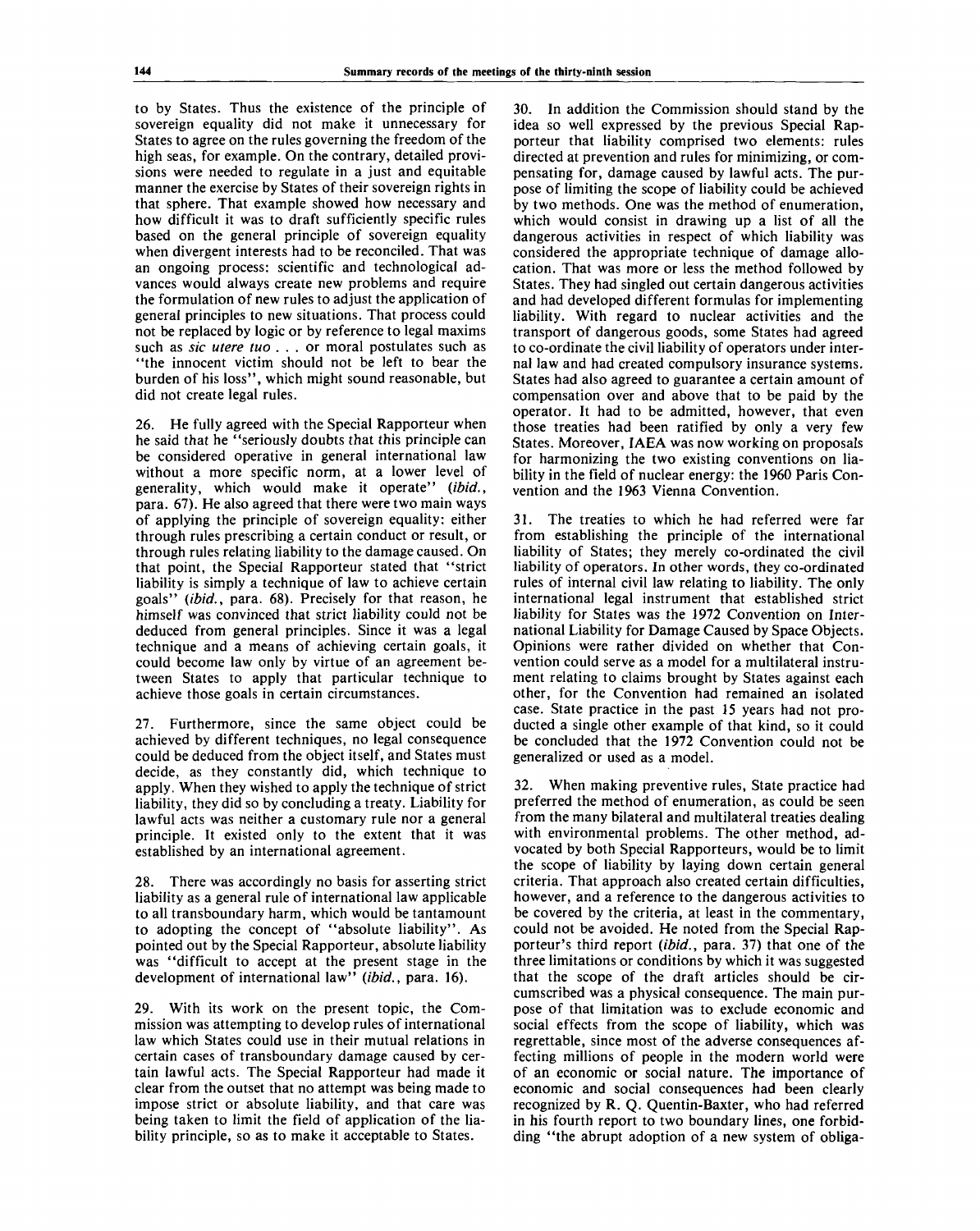to by States. Thus the existence of the principle of sovereign equality did not make it unnecessary for States to agree on the rules governing the freedom of the high seas, for example. On the contrary, detailed provisions were needed to regulate in a just and equitable manner the exercise by States of their sovereign rights in that sphere. That example showed how necessary and how difficult it was to draft sufficiently specific rules based on the general principle of sovereign equality when divergent interests had to be reconciled. That was an ongoing process: scientific and technological advances would always create new problems and require the formulation of new rules to adjust the application of general principles to new situations. That process could not be replaced by logic or by reference to legal maxims such as *sic utere tuo* . . . or moral postulates such as "the innocent victim should not be left to bear the burden of his loss", which might sound reasonable, but did not create legal rules.

26. He fully agreed with the Special Rapporteur when he said that he "seriously doubts that this principle can be considered operative in general international law without a more specific norm, at a lower level of generality, which would make it operate" (*ibid.*, para. 67). He also agreed that there were two main ways of applying the principle of sovereign equality: either through rules prescribing a certain conduct or result, or through rules relating liability to the damage caused. On that point, the Special Rapporteur stated that "strict liability is simply a technique of law to achieve certain goals" (*ibid.*, para. 68). Precisely for that reason, he himself was convinced that strict liability could not be deduced from general principles. Since it was a legal technique and a means of achieving certain goals, it could become law only by virtue of an agreement between States to apply that particular technique to achieve those goals in certain circumstances.

27. Furthermore, since the same object could be achieved by different techniques, no legal consequence could be deduced from the object itself, and States must decide, as they constantly did, which technique to apply. When they wished to apply the technique of strict liability, they did so by concluding a treaty. Liability for lawful acts was neither a customary rule nor a general principle. It existed only to the extent that it was established by an international agreement.

28. There was accordingly no basis for asserting strict liability as a general rule of international law applicable to all transboundary harm, which would be tantamount to adopting the concept of "absolute liability". As pointed out by the Special Rapporteur, absolute liability was "difficult to accept at the present stage in the development of international law" (*ibid.*, para. 16).

29. With its work on the present topic, the Commission was attempting to develop rules of international law which States could use in their mutual relations in certain cases of transboundary damage caused by certain lawful acts. The Special Rapporteur had made it clear from the outset that no attempt was being made to impose strict or absolute liability, and that care was being taken to limit the field of application of the liability principle, so as to make it acceptable to States.

30. In addition the Commission should stand by the idea so well expressed by the previous Special Rapporteur that liability comprised two elements: rules directed at prevention and rules for minimizing, or compensating for, damage caused by lawful acts. The purpose of limiting the scope of liability could be achieved by two methods. One was the method of enumeration, which would consist in drawing up a list of all the dangerous activities in respect of which liability was considered the appropriate technique of damage allocation. That was more or less the method followed by States. They had singled out certain dangerous activities and had developed different formulas for implementing liability. With regard to nuclear activities and the transport of dangerous goods, some States had agreed to co-ordinate the civil liability of operators under internal law and had created compulsory insurance systems. States had also agreed to guarantee a certain amount of compensation over and above that to be paid by the operator. It had to be admitted, however, that even those treaties had been ratified by only a very few States. Moreover, IAEA was now working on proposals for harmonizing the two existing conventions on liability in the field of nuclear energy: the 1960 Paris Convention and the 1963 Vienna Convention.

31. The treaties to which he had referred were far from establishing the principle of the international liability of States; they merely co-ordinated the civil liability of operators. In other words, they co-ordinated rules of internal civil law relating to liability. The only international legal instrument that established strict liability for States was the 1972 Convention on International Liability for Damage Caused by Space Objects. Opinions were rather divided on whether that Convention could serve as a model for a multilateral instrument relating to claims brought by States against each other, for the Convention had remained an isolated case. State practice in the past 15 years had not producted a single other example of that kind, so it could be concluded that the 1972 Convention could not be generalized or used as a model.

32. When making preventive rules, State practice had preferred the method of enumeration, as could be seen from the many bilateral and multilateral treaties dealing with environmental problems. The other method, advocated by both Special Rapporteurs, would be to limit the scope of liability by laying down certain general criteria. That approach also created certain difficulties, however, and a reference to the dangerous activities to be covered by the criteria, at least in the commentary, could not be avoided. He noted from the Special Rapporteur's third report (*ibid.*, para. 37) that one of the three limitations or conditions by which it was suggested that the scope of the draft articles should be circumscribed was a physical consequence. The main purpose of that limitation was to exclude economic and social effects from the scope of liability, which was regrettable, since most of the adverse consequences affecting millions of people in the modern world were of an economic or social nature. The importance of economic and social consequences had been clearly recognized by R. Q. Quentin-Baxter, who had referred in his fourth report to two boundary lines, one forbidding "the abrupt adoption of a new system of obliga-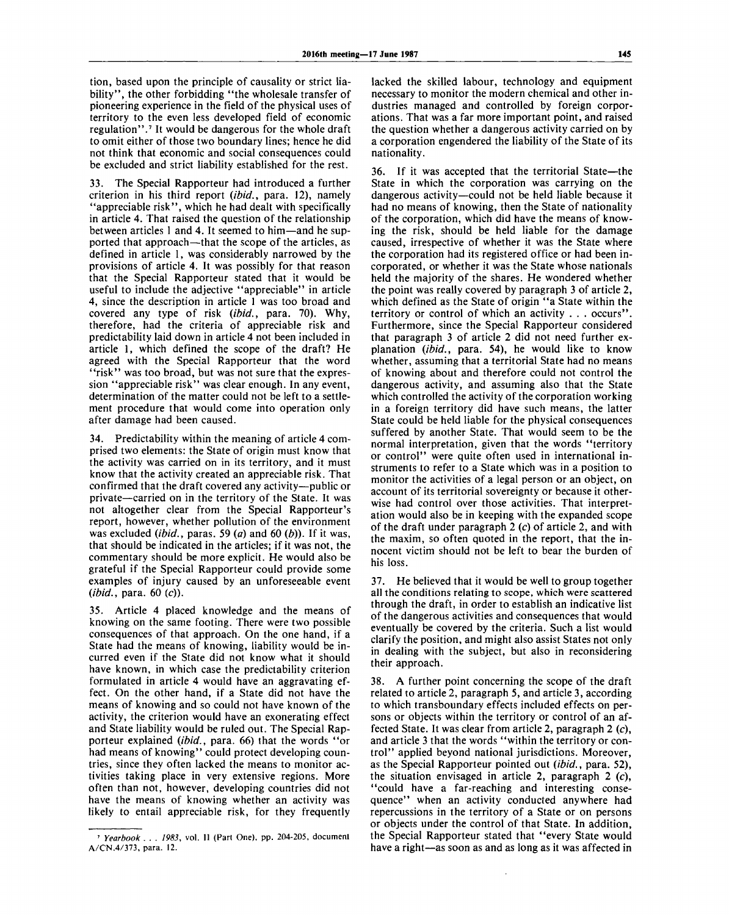tion, based upon the principle of causality or strict liability", the other forbidding "the wholesale transfer of pioneering experience in the field of the physical uses of territory to the even less developed field of economic regulation".[7] It would be dangerous for the whole draft to omit either of those two boundary lines; hence he did not think that economic and social consequences could be excluded and strict liability established for the rest.

33. The Special Rapporteur had introduced a further criterion in his third report (*ibid.*, para. 12), namely "appreciable risk", which he had dealt with specifically in article 4. That raised the question of the relationship between articles 1 and 4. It seemed to him—and he supported that approach—that the scope of the articles, as defined in article 1, was considerably narrowed by the provisions of article 4. It was possibly for that reason that the Special Rapporteur stated that it would be useful to include the adjective "appreciable" in article 4, since the description in article 1 was too broad and covered any type of risk (*ibid.*, para. 70). Why, therefore, had the criteria of appreciable risk and predictability laid down in article 4 not been included in article 1, which defined the scope of the draft? He agreed with the Special Rapporteur that the word "risk" was too broad, but was not sure that the expression "appreciable risk" was clear enough. In any event, determination of the matter could not be left to a settlement procedure that would come into operation only after damage had been caused.

34. Predictability within the meaning of article 4 comprised two elements: the State of origin must know that the activity was carried on in its territory, and it must know that the activity created an appreciable risk. That confirmed that the draft covered any activity—public or private—carried on in the territory of the State. It was not altogether clear from the Special Rapporteur's report, however, whether pollution of the environment was excluded (*ibid.*, paras. 59 (*a*) and 60 (*b*)). If it was, that should be indicated in the articles; if it was not, the commentary should be more explicit. He would also be grateful if the Special Rapporteur could provide some examples of injury caused by an unforeseeable event (*ibid.*, para. 60 (*c*)).

35. Article 4 placed knowledge and the means of knowing on the same footing. There were two possible consequences of that approach. On the one hand, if a State had the means of knowing, liability would be incurred even if the State did not know what it should have known, in which case the predictability criterion formulated in article 4 would have an aggravating effect. On the other hand, if a State did not have the means of knowing and so could not have known of the activity, the criterion would have an exonerating effect and State liability would be ruled out. The Special Rapporteur explained (*ibid.*, para. 66) that the words "or had means of knowing" could protect developing countries, since they often lacked the means to monitor activities taking place in very extensive regions. More often than not, however, developing countries did not have the means of knowing whether an activity was likely to entail appreciable risk, for they frequently lacked the skilled labour, technology and equipment necessary to monitor the modern chemical and other industries managed and controlled by foreign corporations. That was a far more important point, and raised the question whether a dangerous activity carried on by a corporation engendered the liability of the State of its nationality.

36. If it was accepted that the territorial State—the State in which the corporation was carrying on the dangerous activity—could not be held liable because it had no means of knowing, then the State of nationality of the corporation, which did have the means of knowing the risk, should be held liable for the damage caused, irrespective of whether it was the State where the corporation had its registered office or had been incorporated, or whether it was the State whose nationals held the majority of the shares. He wondered whether the point was really covered by paragraph 3 of article 2, which defined as the State of origin "a State within the territory or control of which an activity . . . occurs". Furthermore, since the Special Rapporteur considered that paragraph 3 of article 2 did not need further explanation (*ibid.*, para. 54), he would like to know whether, assuming that a territorial State had no means of knowing about and therefore could not control the dangerous activity, and assuming also that the State which controlled the activity of the corporation working in a foreign territory did have such means, the latter State could be held liable for the physical consequences suffered by another State. That would seem to be the normal interpretation, given that the words "territory or control" were quite often used in international instruments to refer to a State which was in a position to monitor the activities of a legal person or an object, on account of its territorial sovereignty or because it otherwise had control over those activities. That interpretation would also be in keeping with the expanded scope of the draft under paragraph 2 (*c*) of article 2, and with the maxim, so often quoted in the report, that the innocent victim should not be left to bear the burden of his loss.

37. He believed that it would be well to group together all the conditions relating to scope, which were scattered through the draft, in order to establish an indicative list of the dangerous activities and consequences that would eventually be covered by the criteria. Such a list would clarify the position, and might also assist States not only in dealing with the subject, but also in reconsidering their approach.

38. A further point concerning the scope of the draft related to article 2, paragraph 5, and article 3, according to which transboundary effects included effects on persons or objects within the territory or control of an affected State. It was clear from article 2, paragraph 2 (*c*), and article 3 that the words "within the territory or control" applied beyond national jurisdictions. Moreover, as the Special Rapporteur pointed out (*ibid.*, para. 52), the situation envisaged in article 2, paragraph 2 (*c*), "could have a far-reaching and interesting consequence" when an activity conducted anywhere had repercussions in the territory of a State or on persons or objects under the control of that State. In addition, the Special Rapporteur stated that "every State would have a right—as soon as and as long as it was affected in

[7] *Yearbook . . . 1983*, vol. II (Part One), pp. 204-205, document A/CN.4/373, para. 12.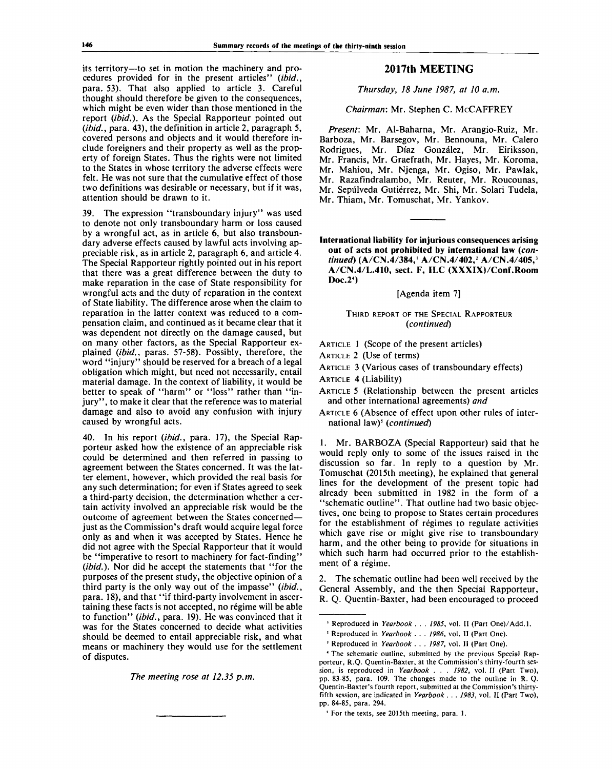its territory—to set in motion the machinery and procedures provided for in the present articles" (*ibid.*, para. 53). That also applied to article 3. Careful thought should therefore be given to the consequences, which might be even wider than those mentioned in the report (*ibid.*). As the Special Rapporteur pointed out (*ibid.*, para. 43), the definition in article 2, paragraph 5, covered persons and objects and it would therefore include foreigners and their property as well as the property of foreign States. Thus the rights were not limited to the States in whose territory the adverse effects were felt. He was not sure that the cumulative effect of those two definitions was desirable or necessary, but if it was, attention should be drawn to it.

39. The expression "transboundary injury" was used to denote not only transboundary harm or loss caused by a wrongful act, as in article 6, but also transboundary adverse effects caused by lawful acts involving appreciable risk, as in article 2, paragraph 6, and article 4. The Special Rapporteur rightly pointed out in his report that there was a great difference between the duty to make reparation in the case of State responsibility for wrongful acts and the duty of reparation in the context of State liability. The difference arose when the claim to reparation in the latter context was reduced to a compensation claim, and continued as it became clear that it was dependent not directly on the damage caused, but on many other factors, as the Special Rapporteur explained (*ibid.*, paras. 57-58). Possibly, therefore, the word "injury" should be reserved for a breach of a legal obligation which might, but need not necessarily, entail material damage. In the context of liability, it would be better to speak of "harm" or "loss" rather than "injury", to make it clear that the reference was to material damage and also to avoid any confusion with injury caused by wrongful acts.

40. In his report (*ibid.*, para. 17), the Special Rapporteur asked how the existence of an appreciable risk could be determined and then referred in passing to agreement between the States concerned. It was the latter element, however, which provided the real basis for any such determination; for even if States agreed to seek a third-party decision, the determination whether a certain activity involved an appreciable risk would be the outcome of agreement between the States concerned—just as the Commission's draft would acquire legal force only as and when it was accepted by States. Hence he did not agree with the Special Rapporteur that it would be "imperative to resort to machinery for fact-finding" (*ibid.*). Nor did he accept the statements that "for the purposes of the present study, the objective opinion of a third party is the only way out of the impasse" (*ibid.*, para. 18), and that "if third-party involvement in ascertaining these facts is not accepted, no régime will be able to function" (*ibid.*, para. 19). He was convinced that it was for the States concerned to decide what activities should be deemed to entail appreciable risk, and what means or machinery they would use for the settlement of disputes.

*The meeting rose at 12.35 p.m.*

## 2017th MEETING

*Thursday, 18 June 1987, at 10 a.m.*

*Chairman*: Mr. Stephen C. McCAFFREY

*Present*: Mr. Al-Baharna, Mr. Arangio-Ruiz, Mr. Barboza, Mr. Barsegov, Mr. Bennouna, Mr. Calero Rodrigues, Mr. Díaz González, Mr. Eiriksson, Mr. Francis, Mr. Graefrath, Mr. Hayes, Mr. Koroma, Mr. Mahiou, Mr. Njenga, Mr. Ogiso, Mr. Pawlak, Mr. Razafindralambo, Mr. Reuter, Mr. Roucounas, Mr. Sepúlveda Gutiérrez, Mr. Shi, Mr. Solari Tudela, Mr. Thiam, Mr. Tomuschat, Mr. Yankov.

---

### International liability for injurious consequences arising out of acts not prohibited by international law (*continued*) (A/CN.4/384,[1] A/CN.4/402,[2] A/CN.4/405,[3] A/CN.4/L.410, sect. F, ILC (XXXIX)/Conf.Room Doc.2[4])

[Agenda item 7]

THIRD REPORT OF THE SPECIAL RAPPORTEUR (*continued*)

ARTICLE 1 (Scope of the present articles)

ARTICLE 2 (Use of terms)

ARTICLE 3 (Various cases of transboundary effects)

ARTICLE 4 (Liability)

ARTICLE 5 (Relationship between the present articles and other international agreements) *and*

ARTICLE 6 (Absence of effect upon other rules of international law)[5] (*continued*)

1. Mr. BARBOZA (Special Rapporteur) said that he would reply only to some of the issues raised in the discussion so far. In reply to a question by Mr. Tomuschat (2015th meeting), he explained that general lines for the development of the present topic had already been submitted in 1982 in the form of a "schematic outline". That outline had two basic objectives, one being to propose to States certain procedures for the establishment of régimes to regulate activities which gave rise or might give rise to transboundary harm, and the other being to provide for situations in which such harm had occurred prior to the establishment of a régime.

2. The schematic outline had been well received by the General Assembly, and the then Special Rapporteur, R. Q. Quentin-Baxter, had been encouraged to proceed

---

[1] Reproduced in *Yearbook . . . 1985*, vol. II (Part One)/Add.1.

[2] Reproduced in *Yearbook . . . 1986*, vol. II (Part One).

[3] Reproduced in *Yearbook . . . 1987*, vol. II (Part One).

[4] The schematic outline, submitted by the previous Special Rapporteur, R.Q. Quentin-Baxter, at the Commission's thirty-fourth session, is reproduced in *Yearbook . . . 1982*, vol. II (Part Two), pp. 83-85, para. 109. The changes made to the outline in R. Q. Quentin-Baxter's fourth report, submitted at the Commission's thirty-fifth session, are indicated in *Yearbook . . . 1983*, vol. II (Part Two), pp. 84-85, para. 294.

[5] For the texts, see 2015th meeting, para. 1.